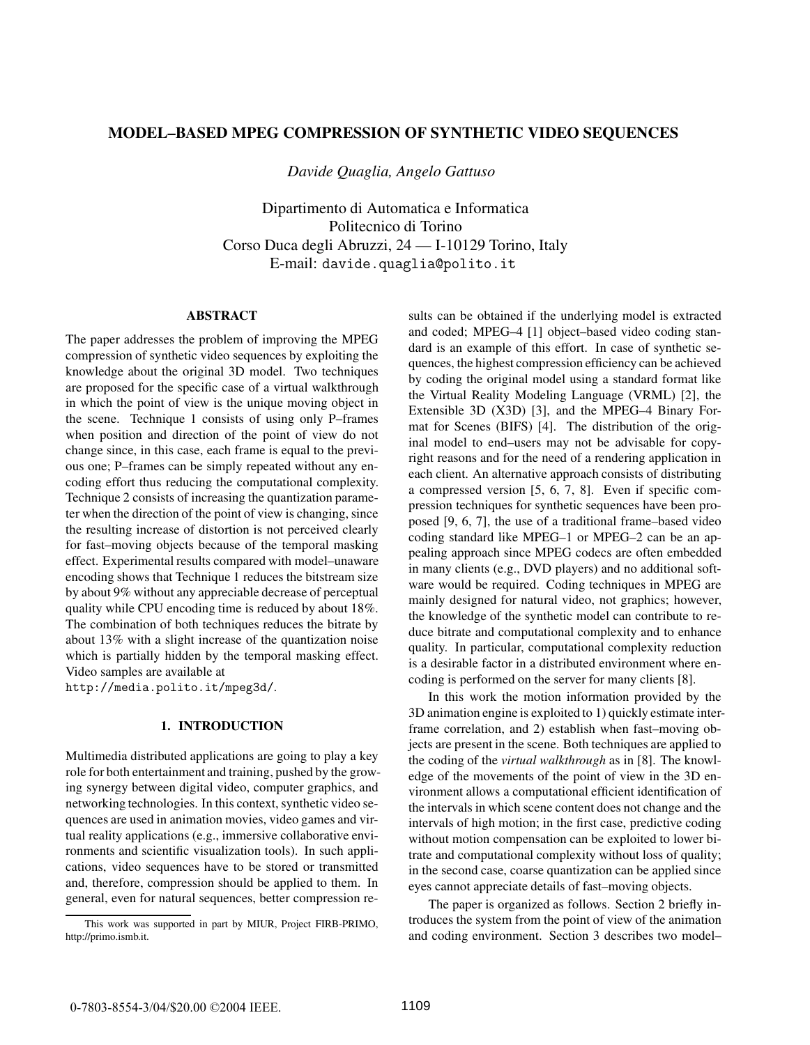# MODEL–BASED MPEG COMPRESSION OF SYNTHETIC VIDEO SEQUENCES

*Davide Quaglia, Angelo Gattuso*

Dipartimento di Automatica e Informatica
Politecnico di Torino
Corso Duca degli Abruzzi, 24 — I-10129 Torino, Italy
E-mail: davide.quaglia@polito.it

## ABSTRACT

The paper addresses the problem of improving the MPEG compression of synthetic video sequences by exploiting the knowledge about the original 3D model. Two techniques are proposed for the specific case of a virtual walkthrough in which the point of view is the unique moving object in the scene. Technique 1 consists of using only P–frames when position and direction of the point of view do not change since, in this case, each frame is equal to the previous one; P–frames can be simply repeated without any encoding effort thus reducing the computational complexity. Technique 2 consists of increasing the quantization parameter when the direction of the point of view is changing, since the resulting increase of distortion is not perceived clearly for fast–moving objects because of the temporal masking effect. Experimental results compared with model–unaware encoding shows that Technique 1 reduces the bitstream size by about 9% without any appreciable decrease of perceptual quality while CPU encoding time is reduced by about 18%. The combination of both techniques reduces the bitrate by about 13% with a slight increase of the quantization noise which is partially hidden by the temporal masking effect. Video samples are available at
http://media.polito.it/mpeg3d/.

## 1. INTRODUCTION

Multimedia distributed applications are going to play a key role for both entertainment and training, pushed by the growing synergy between digital video, computer graphics, and networking technologies. In this context, synthetic video sequences are used in animation movies, video games and virtual reality applications (e.g., immersive collaborative environments and scientific visualization tools). In such applications, video sequences have to be stored or transmitted and, therefore, compression should be applied to them. In general, even for natural sequences, better compression results can be obtained if the underlying model is extracted and coded; MPEG–4 [1] object–based video coding standard is an example of this effort. In case of synthetic sequences, the highest compression efficiency can be achieved by coding the original model using a standard format like the Virtual Reality Modeling Language (VRML) [2], the Extensible 3D (X3D) [3], and the MPEG–4 Binary Format for Scenes (BIFS) [4]. The distribution of the original model to end–users may not be advisable for copyright reasons and for the need of a rendering application in each client. An alternative approach consists of distributing a compressed version [5, 6, 7, 8]. Even if specific compression techniques for synthetic sequences have been proposed [9, 6, 7], the use of a traditional frame–based video coding standard like MPEG–1 or MPEG–2 can be an appealing approach since MPEG codecs are often embedded in many clients (e.g., DVD players) and no additional software would be required. Coding techniques in MPEG are mainly designed for natural video, not graphics; however, the knowledge of the synthetic model can contribute to reduce bitrate and computational complexity and to enhance quality. In particular, computational complexity reduction is a desirable factor in a distributed environment where encoding is performed on the server for many clients [8].

In this work the motion information provided by the 3D animation engine is exploited to 1) quickly estimate interframe correlation, and 2) establish when fast–moving objects are present in the scene. Both techniques are applied to the coding of the *virtual walkthrough* as in [8]. The knowledge of the movements of the point of view in the 3D environment allows a computational efficient identification of the intervals in which scene content does not change and the intervals of high motion; in the first case, predictive coding without motion compensation can be exploited to lower bitrate and computational complexity without loss of quality; in the second case, coarse quantization can be applied since eyes cannot appreciate details of fast–moving objects.

The paper is organized as follows. Section 2 briefly introduces the system from the point of view of the animation and coding environment. Section 3 describes two model–

This work was supported in part by MIUR, Project FIRB-PRIMO, http://primo.ismb.it.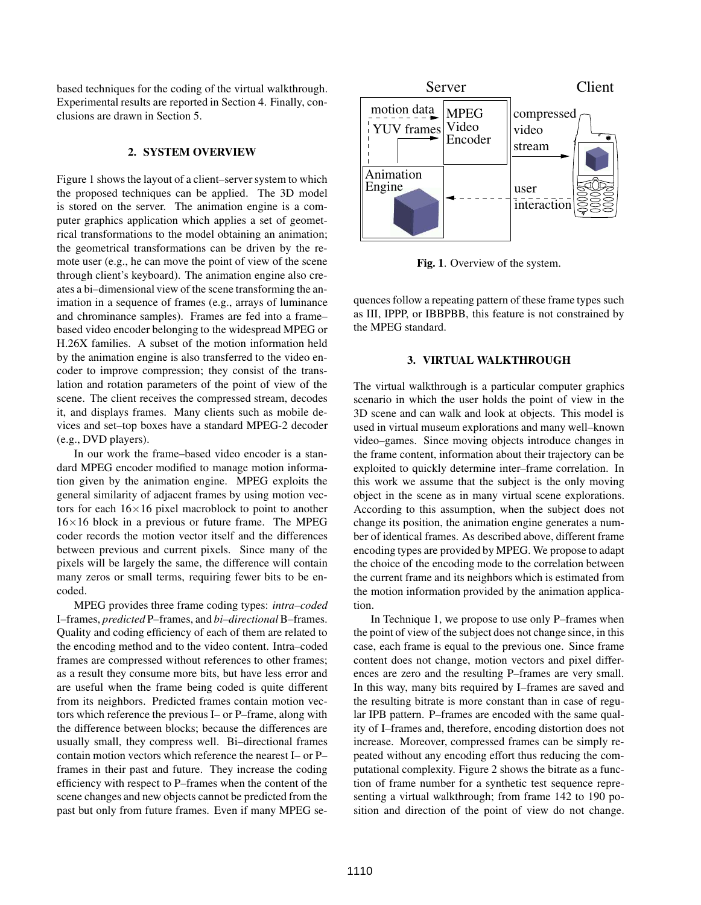based techniques for the coding of the virtual walkthrough. Experimental results are reported in Section 4. Finally, conclusions are drawn in Section 5.

## 2. SYSTEM OVERVIEW

Figure 1 shows the layout of a client–server system to which the proposed techniques can be applied. The 3D model is stored on the server. The animation engine is a computer graphics application which applies a set of geometrical transformations to the model obtaining an animation; the geometrical transformations can be driven by the remote user (e.g., he can move the point of view of the scene through client's keyboard). The animation engine also creates a bi–dimensional view of the scene transforming the animation in a sequence of frames (e.g., arrays of luminance and chrominance samples). Frames are fed into a frame–based video encoder belonging to the widespread MPEG or H.26X families. A subset of the motion information held by the animation engine is also transferred to the video encoder to improve compression; they consist of the translation and rotation parameters of the point of view of the scene. The client receives the compressed stream, decodes it, and displays frames. Many clients such as mobile devices and set–top boxes have a standard MPEG-2 decoder (e.g., DVD players).

In our work the frame–based video encoder is a standard MPEG encoder modified to manage motion information given by the animation engine. MPEG exploits the general similarity of adjacent frames by using motion vectors for each $16 \times 16$ pixel macroblock to point to another $16 \times 16$ block in a previous or future frame. The MPEG coder records the motion vector itself and the differences between previous and current pixels. Since many of the pixels will be largely the same, the difference will contain many zeros or small terms, requiring fewer bits to be encoded.

MPEG provides three frame coding types: *intra–coded* I–frames, *predicted* P–frames, and *bi–directional* B–frames. Quality and coding efficiency of each of them are related to the encoding method and to the video content. Intra–coded frames are compressed without references to other frames; as a result they consume more bits, but have less error and are useful when the frame being coded is quite different from its neighbors. Predicted frames contain motion vectors which reference the previous I– or P–frame, along with the difference between blocks; because the differences are usually small, they compress well. Bi–directional frames contain motion vectors which reference the nearest I– or P–frames in their past and future. They increase the coding efficiency with respect to P–frames when the content of the scene changes and new objects cannot be predicted from the past but only from future frames. Even if many MPEG sequences follow a repeating pattern of these frame types such as III, IPPP, or IBBPBB, this feature is not constrained by the MPEG standard.

**Fig. 1**. Overview of the system.

## 3. VIRTUAL WALKTHROUGH

The virtual walkthrough is a particular computer graphics scenario in which the user holds the point of view in the 3D scene and can walk and look at objects. This model is used in virtual museum explorations and many well–known video–games. Since moving objects introduce changes in the frame content, information about their trajectory can be exploited to quickly determine inter–frame correlation. In this work we assume that the subject is the only moving object in the scene as in many virtual scene explorations. According to this assumption, when the subject does not change its position, the animation engine generates a number of identical frames. As described above, different frame encoding types are provided by MPEG. We propose to adapt the choice of the encoding mode to the correlation between the current frame and its neighbors which is estimated from the motion information provided by the animation application.

In Technique 1, we propose to use only P–frames when the point of view of the subject does not change since, in this case, each frame is equal to the previous one. Since frame content does not change, motion vectors and pixel differences are zero and the resulting P–frames are very small. In this way, many bits required by I–frames are saved and the resulting bitrate is more constant than in case of regular IPB pattern. P–frames are encoded with the same quality of I–frames and, therefore, encoding distortion does not increase. Moreover, compressed frames can be simply repeated without any encoding effort thus reducing the computational complexity. Figure 2 shows the bitrate as a function of frame number for a synthetic test sequence representing a virtual walkthrough; from frame 142 to 190 position and direction of the point of view do not change.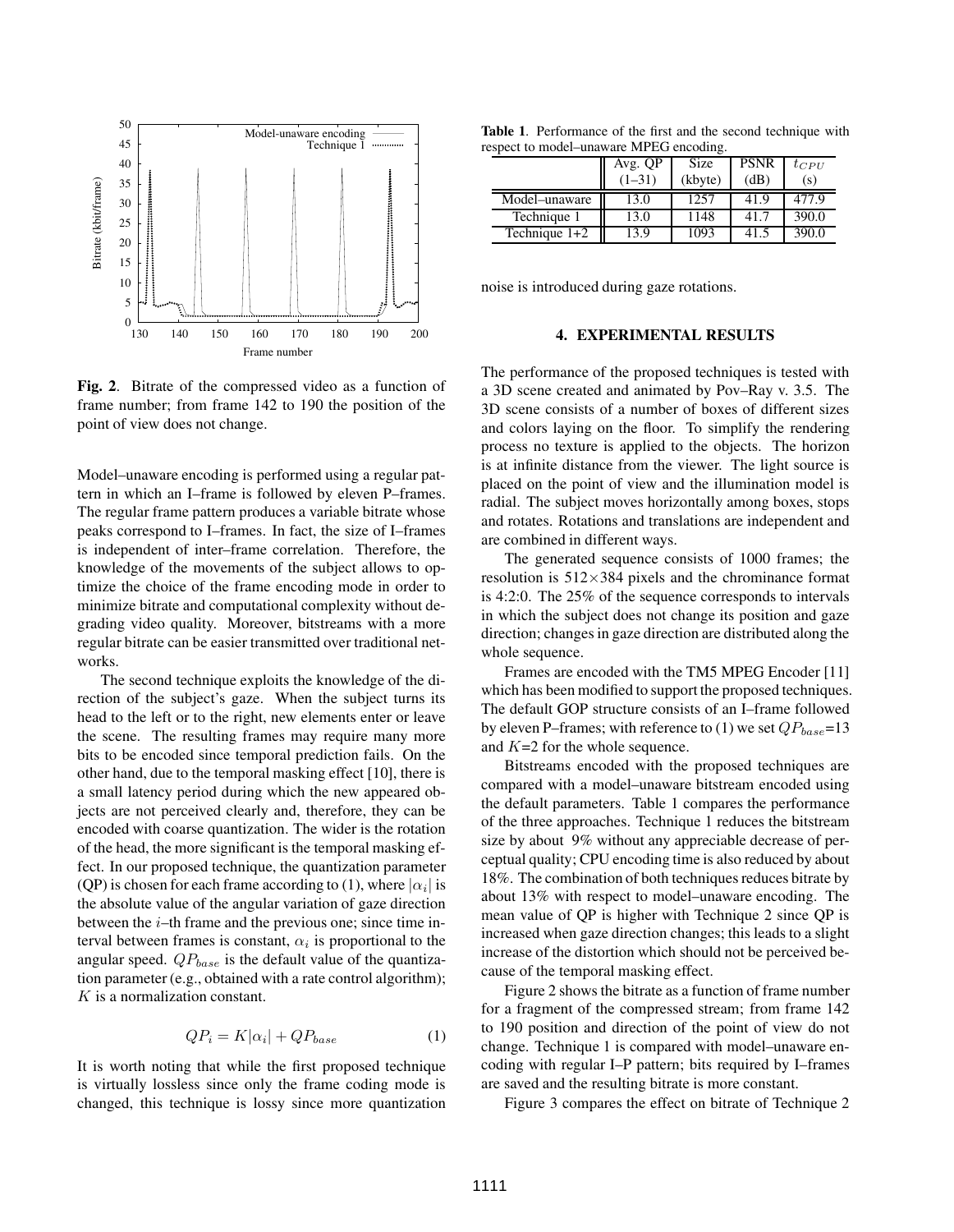**Fig. 2**. Bitrate of the compressed video as a function of frame number; from frame 142 to 190 the position of the point of view does not change.

Model–unaware encoding is performed using a regular pattern in which an I–frame is followed by eleven P–frames. The regular frame pattern produces a variable bitrate whose peaks correspond to I–frames. In fact, the size of I–frames is independent of inter–frame correlation. Therefore, the knowledge of the movements of the subject allows to optimize the choice of the frame encoding mode in order to minimize bitrate and computational complexity without degrading video quality. Moreover, bitstreams with a more regular bitrate can be easier transmitted over traditional networks.

The second technique exploits the knowledge of the direction of the subject's gaze. When the subject turns its head to the left or to the right, new elements enter or leave the scene. The resulting frames may require many more bits to be encoded since temporal prediction fails. On the other hand, due to the temporal masking effect [10], there is a small latency period during which the new appeared objects are not perceived clearly and, therefore, they can be encoded with coarse quantization. The wider is the rotation of the head, the more significant is the temporal masking effect. In our proposed technique, the quantization parameter (QP) is chosen for each frame according to (1), where $|\alpha_i|$ is the absolute value of the angular variation of gaze direction between the $i$–th frame and the previous one; since time interval between frames is constant, $\alpha_i$ is proportional to the angular speed. $QP_{base}$ is the default value of the quantization parameter (e.g., obtained with a rate control algorithm); $K$ is a normalization constant.

$$QP_i = K|\alpha_i| + QP_{base} \tag{1}$$

It is worth noting that while the first proposed technique is virtually lossless since only the frame coding mode is changed, this technique is lossy since more quantization noise is introduced during gaze rotations.

**Table 1**. Performance of the first and the second technique with respect to model–unaware MPEG encoding.

| | Avg. QP (1–31) | Size (kbyte) | PSNR (dB) | $t_{CPU}$ (s) |
|---|---|---|---|---|
| Model–unaware | 13.0 | 1257 | 41.9 | 477.9 |
| Technique 1 | 13.0 | 1148 | 41.7 | 390.0 |
| Technique 1+2 | 13.9 | 1093 | 41.5 | 390.0 |

## 4. EXPERIMENTAL RESULTS

The performance of the proposed techniques is tested with a 3D scene created and animated by Pov–Ray v. 3.5. The 3D scene consists of a number of boxes of different sizes and colors laying on the floor. To simplify the rendering process no texture is applied to the objects. The horizon is at infinite distance from the viewer. The light source is placed on the point of view and the illumination model is radial. The subject moves horizontally among boxes, stops and rotates. Rotations and translations are independent and are combined in different ways.

The generated sequence consists of 1000 frames; the resolution is 512×384 pixels and the chrominance format is 4:2:0. The 25% of the sequence corresponds to intervals in which the subject does not change its position and gaze direction; changes in gaze direction are distributed along the whole sequence.

Frames are encoded with the TM5 MPEG Encoder [11] which has been modified to support the proposed techniques. The default GOP structure consists of an I–frame followed by eleven P–frames; with reference to (1) we set $QP_{base}$=13 and $K$=2 for the whole sequence.

Bitstreams encoded with the proposed techniques are compared with a model–unaware bitstream encoded using the default parameters. Table 1 compares the performance of the three approaches. Technique 1 reduces the bitstream size by about 9% without any appreciable decrease of perceptual quality; CPU encoding time is also reduced by about 18%. The combination of both techniques reduces bitrate by about 13% with respect to model–unaware encoding. The mean value of QP is higher with Technique 2 since QP is increased when gaze direction changes; this leads to a slight increase of the distortion which should not be perceived because of the temporal masking effect.

Figure 2 shows the bitrate as a function of frame number for a fragment of the compressed stream; from frame 142 to 190 position and direction of the point of view do not change. Technique 1 is compared with model–unaware encoding with regular I–P pattern; bits required by I–frames are saved and the resulting bitrate is more constant.

Figure 3 compares the effect on bitrate of Technique 2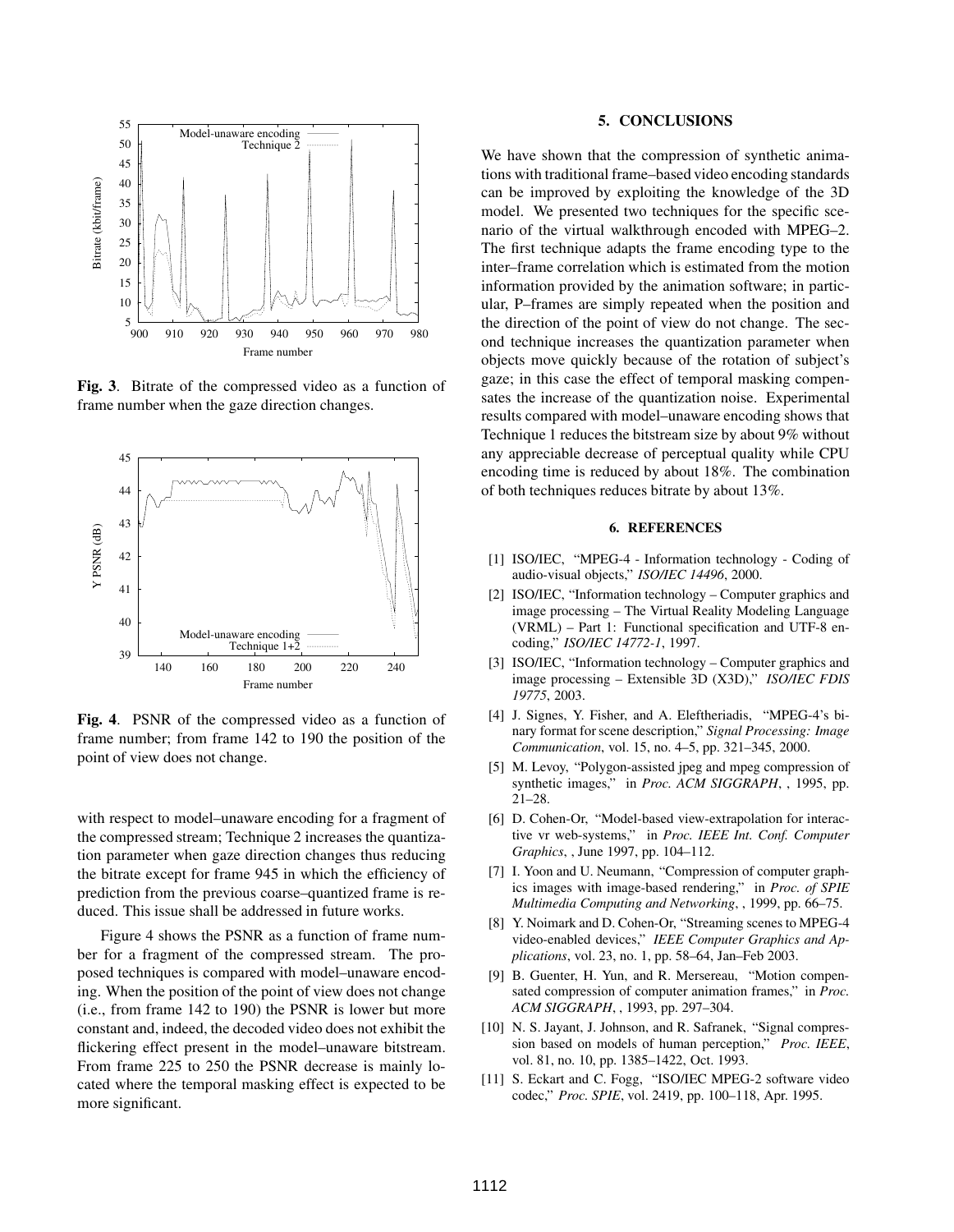55
50
45
40
35
30
25
20
15
10
5

Bitrate (kbit/frame)

Model-unaware encoding
Technique 2

900 910 920 930 940 950 960 970 980

Frame number

**Fig. 3**. Bitrate of the compressed video as a function of frame number when the gaze direction changes.

45
44
43
42
41
40
39

Y PSNR (dB)

Model-unaware encoding
Technique 1+2

140 160 180 200 220 240

Frame number

**Fig. 4**. PSNR of the compressed video as a function of frame number; from frame 142 to 190 the position of the point of view does not change.

with respect to model–unaware encoding for a fragment of the compressed stream; Technique 2 increases the quantization parameter when gaze direction changes thus reducing the bitrate except for frame 945 in which the efficiency of prediction from the previous coarse–quantized frame is reduced. This issue shall be addressed in future works.

Figure 4 shows the PSNR as a function of frame number for a fragment of the compressed stream. The proposed techniques is compared with model–unaware encoding. When the position of the point of view does not change (i.e., from frame 142 to 190) the PSNR is lower but more constant and, indeed, the decoded video does not exhibit the flickering effect present in the model–unaware bitstream. From frame 225 to 250 the PSNR decrease is mainly located where the temporal masking effect is expected to be more significant.

## 5. CONCLUSIONS

We have shown that the compression of synthetic animations with traditional frame–based video encoding standards can be improved by exploiting the knowledge of the 3D model. We presented two techniques for the specific scenario of the virtual walkthrough encoded with MPEG–2. The first technique adapts the frame encoding type to the inter–frame correlation which is estimated from the motion information provided by the animation software; in particular, P–frames are simply repeated when the position and the direction of the point of view do not change. The second technique increases the quantization parameter when objects move quickly because of the rotation of subject's gaze; in this case the effect of temporal masking compensates the increase of the quantization noise. Experimental results compared with model–unaware encoding shows that Technique 1 reduces the bitstream size by about 9% without any appreciable decrease of perceptual quality while CPU encoding time is reduced by about 18%. The combination of both techniques reduces bitrate by about 13%.

## 6. REFERENCES

[1] ISO/IEC, "MPEG-4 - Information technology - Coding of audio-visual objects," *ISO/IEC 14496*, 2000.

[2] ISO/IEC, "Information technology – Computer graphics and image processing – The Virtual Reality Modeling Language (VRML) – Part 1: Functional specification and UTF-8 encoding," *ISO/IEC 14772-1*, 1997.

[3] ISO/IEC, "Information technology – Computer graphics and image processing – Extensible 3D (X3D)," *ISO/IEC FDIS 19775*, 2003.

[4] J. Signes, Y. Fisher, and A. Eleftheriadis, "MPEG-4's binary format for scene description," *Signal Processing: Image Communication*, vol. 15, no. 4–5, pp. 321–345, 2000.

[5] M. Levoy, "Polygon-assisted jpeg and mpeg compression of synthetic images," in *Proc. ACM SIGGRAPH*, , 1995, pp. 21–28.

[6] D. Cohen-Or, "Model-based view-extrapolation for interactive vr web-systems," in *Proc. IEEE Int. Conf. Computer Graphics*, , June 1997, pp. 104–112.

[7] I. Yoon and U. Neumann, "Compression of computer graphics images with image-based rendering," in *Proc. of SPIE Multimedia Computing and Networking*, , 1999, pp. 66–75.

[8] Y. Noimark and D. Cohen-Or, "Streaming scenes to MPEG-4 video-enabled devices," *IEEE Computer Graphics and Applications*, vol. 23, no. 1, pp. 58–64, Jan–Feb 2003.

[9] B. Guenter, H. Yun, and R. Mersereau, "Motion compensated compression of computer animation frames," in *Proc. ACM SIGGRAPH*, , 1993, pp. 297–304.

[10] N. S. Jayant, J. Johnson, and R. Safranek, "Signal compression based on models of human perception," *Proc. IEEE*, vol. 81, no. 10, pp. 1385–1422, Oct. 1993.

[11] S. Eckart and C. Fogg, "ISO/IEC MPEG-2 software video codec," *Proc. SPIE*, vol. 2419, pp. 100–118, Apr. 1995.